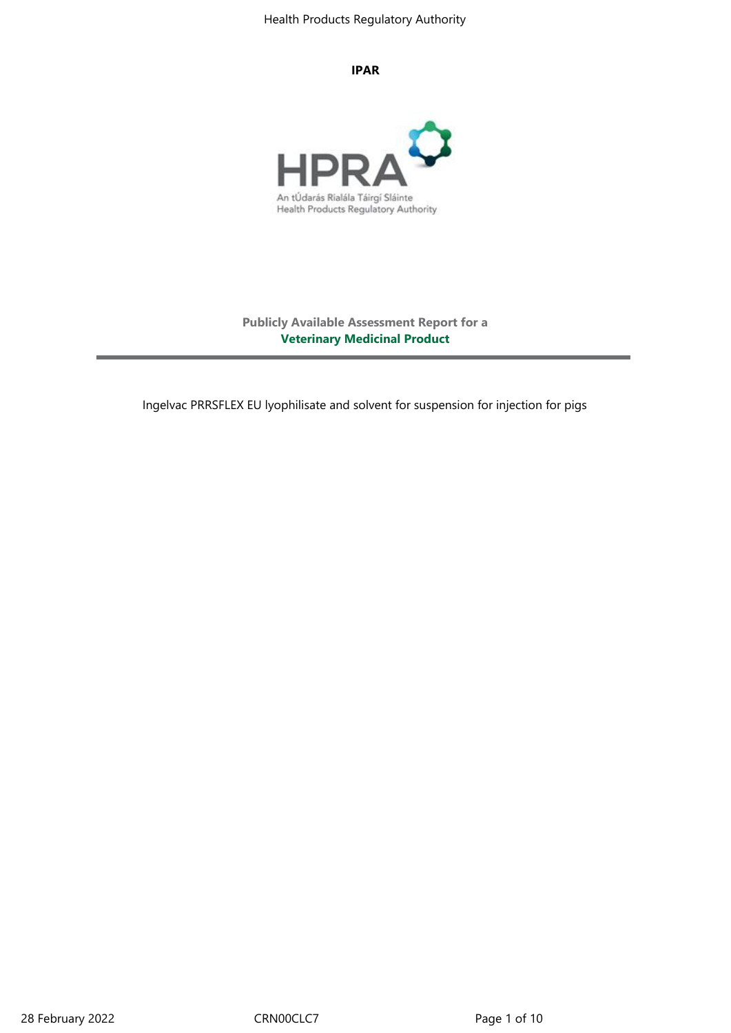**IPAR**

**Publicly Available Assessment Report for a**
**Veterinary Medicinal Product**

Ingelvac PRRSFLEX EU lyophilisate and solvent for suspension for injection for pigs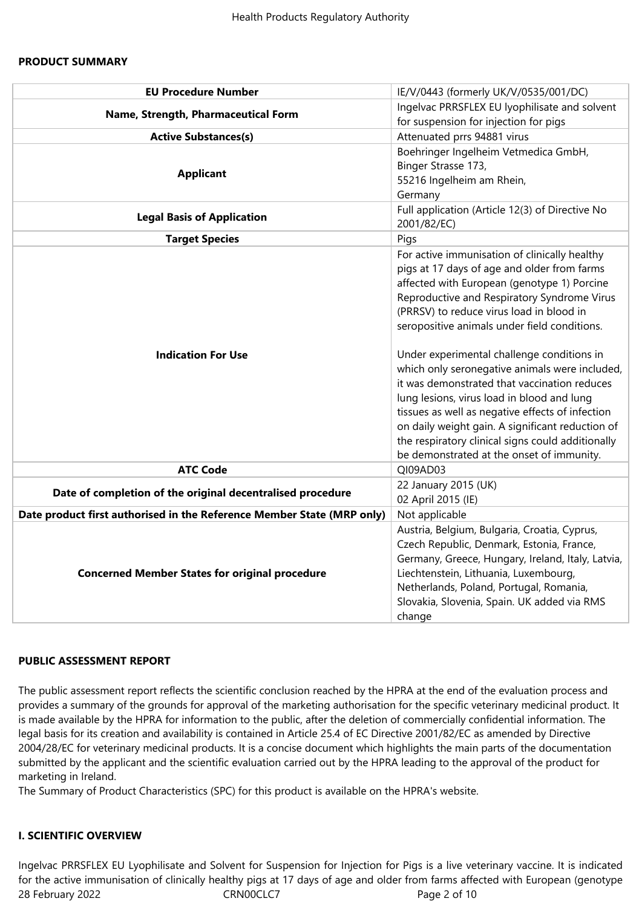## PRODUCT SUMMARY

| | |
|---|---|
| **EU Procedure Number** | IE/V/0443 (formerly UK/V/0535/001/DC) |
| **Name, Strength, Pharmaceutical Form** | Ingelvac PRRSFLEX EU lyophilisate and solvent for suspension for injection for pigs |
| **Active Substances(s)** | Attenuated prrs 94881 virus |
| **Applicant** | Boehringer Ingelheim Vetmedica GmbH,<br>Binger Strasse 173,<br>55216 Ingelheim am Rhein,<br>Germany |
| **Legal Basis of Application** | Full application (Article 12(3) of Directive No 2001/82/EC) |
| **Target Species** | Pigs |
| **Indication For Use** | For active immunisation of clinically healthy pigs at 17 days of age and older from farms affected with European (genotype 1) Porcine Reproductive and Respiratory Syndrome Virus (PRRSV) to reduce virus load in blood in seropositive animals under field conditions.<br><br>Under experimental challenge conditions in which only seronegative animals were included, it was demonstrated that vaccination reduces lung lesions, virus load in blood and lung tissues as well as negative effects of infection on daily weight gain. A significant reduction of the respiratory clinical signs could additionally be demonstrated at the onset of immunity. |
| **ATC Code** | QI09AD03 |
| **Date of completion of the original decentralised procedure** | 22 January 2015 (UK)<br>02 April 2015 (IE) |
| **Date product first authorised in the Reference Member State (MRP only)** | Not applicable |
| **Concerned Member States for original procedure** | Austria, Belgium, Bulgaria, Croatia, Cyprus, Czech Republic, Denmark, Estonia, France, Germany, Greece, Hungary, Ireland, Italy, Latvia, Liechtenstein, Lithuania, Luxembourg, Netherlands, Poland, Portugal, Romania, Slovakia, Slovenia, Spain. UK added via RMS change |

## PUBLIC ASSESSMENT REPORT

The public assessment report reflects the scientific conclusion reached by the HPRA at the end of the evaluation process and provides a summary of the grounds for approval of the marketing authorisation for the specific veterinary medicinal product. It is made available by the HPRA for information to the public, after the deletion of commercially confidential information. The legal basis for its creation and availability is contained in Article 25.4 of EC Directive 2001/82/EC as amended by Directive 2004/28/EC for veterinary medicinal products. It is a concise document which highlights the main parts of the documentation submitted by the applicant and the scientific evaluation carried out by the HPRA leading to the approval of the product for marketing in Ireland.
The Summary of Product Characteristics (SPC) for this product is available on the HPRA's website.

## I. SCIENTIFIC OVERVIEW

Ingelvac PRRSFLEX EU Lyophilisate and Solvent for Suspension for Injection for Pigs is a live veterinary vaccine. It is indicated for the active immunisation of clinically healthy pigs at 17 days of age and older from farms affected with European (genotype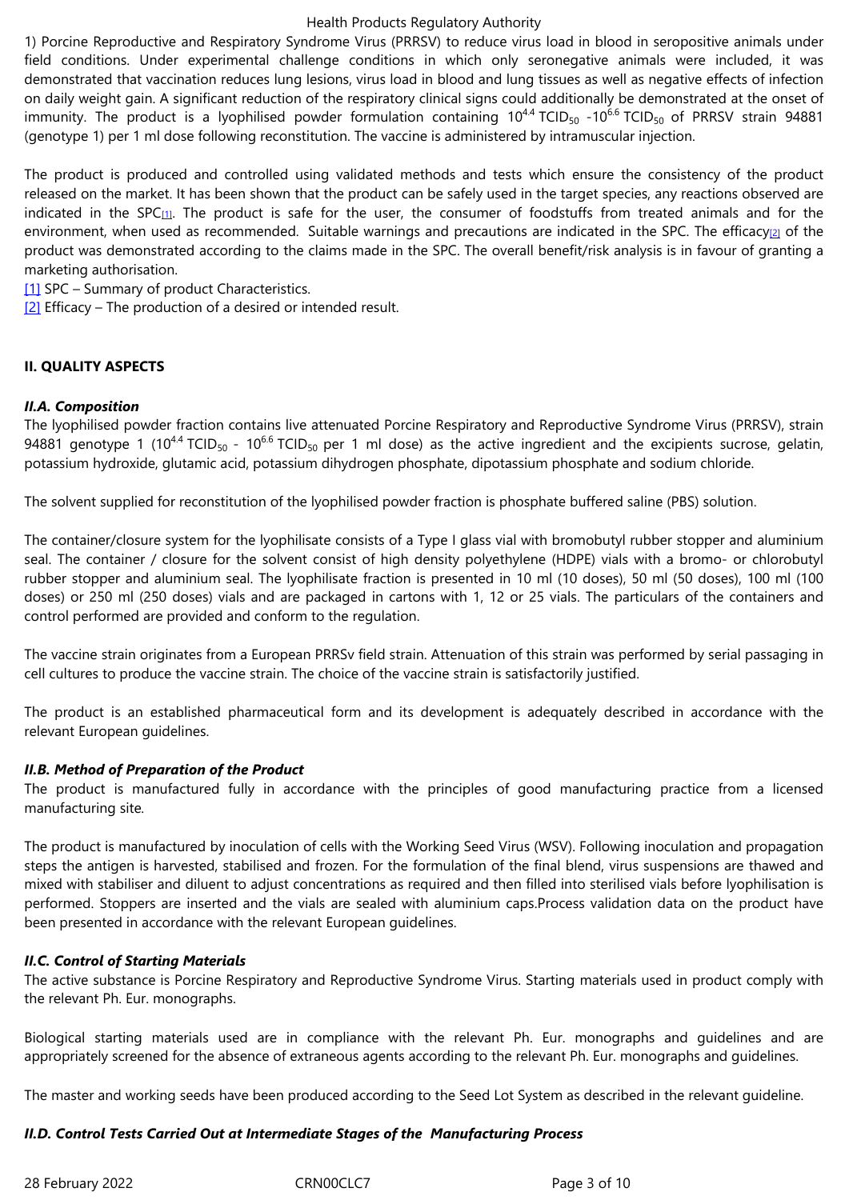1) Porcine Reproductive and Respiratory Syndrome Virus (PRRSV) to reduce virus load in blood in seropositive animals under field conditions. Under experimental challenge conditions in which only seronegative animals were included, it was demonstrated that vaccination reduces lung lesions, virus load in blood and lung tissues as well as negative effects of infection on daily weight gain. A significant reduction of the respiratory clinical signs could additionally be demonstrated at the onset of immunity. The product is a lyophilised powder formulation containing $10^{4.4}$ $TCID_{50}$ -$10^{6.6}$ $TCID_{50}$ of PRRSV strain 94881 (genotype 1) per 1 ml dose following reconstitution. The vaccine is administered by intramuscular injection.

The product is produced and controlled using validated methods and tests which ensure the consistency of the product released on the market. It has been shown that the product can be safely used in the target species, any reactions observed are indicated in the SPC[1]. The product is safe for the user, the consumer of foodstuffs from treated animals and for the environment, when used as recommended. Suitable warnings and precautions are indicated in the SPC. The efficacy[2] of the product was demonstrated according to the claims made in the SPC. The overall benefit/risk analysis is in favour of granting a marketing authorisation.

[1] SPC – Summary of product Characteristics.
[2] Efficacy – The production of a desired or intended result.

## II. QUALITY ASPECTS

### *II.A. Composition*

The lyophilised powder fraction contains live attenuated Porcine Respiratory and Reproductive Syndrome Virus (PRRSV), strain 94881 genotype 1 ($10^{4.4}$ $TCID_{50}$ - $10^{6.6}$ $TCID_{50}$ per 1 ml dose) as the active ingredient and the excipients sucrose, gelatin, potassium hydroxide, glutamic acid, potassium dihydrogen phosphate, dipotassium phosphate and sodium chloride.

The solvent supplied for reconstitution of the lyophilised powder fraction is phosphate buffered saline (PBS) solution.

The container/closure system for the lyophilisate consists of a Type I glass vial with bromobutyl rubber stopper and aluminium seal. The container / closure for the solvent consist of high density polyethylene (HDPE) vials with a bromo- or chlorobutyl rubber stopper and aluminium seal. The lyophilisate fraction is presented in 10 ml (10 doses), 50 ml (50 doses), 100 ml (100 doses) or 250 ml (250 doses) vials and are packaged in cartons with 1, 12 or 25 vials. The particulars of the containers and control performed are provided and conform to the regulation.

The vaccine strain originates from a European PRRSv field strain. Attenuation of this strain was performed by serial passaging in cell cultures to produce the vaccine strain. The choice of the vaccine strain is satisfactorily justified.

The product is an established pharmaceutical form and its development is adequately described in accordance with the relevant European guidelines.

### *II.B. Method of Preparation of the Product*

The product is manufactured fully in accordance with the principles of good manufacturing practice from a licensed manufacturing site.

The product is manufactured by inoculation of cells with the Working Seed Virus (WSV). Following inoculation and propagation steps the antigen is harvested, stabilised and frozen. For the formulation of the final blend, virus suspensions are thawed and mixed with stabiliser and diluent to adjust concentrations as required and then filled into sterilised vials before lyophilisation is performed. Stoppers are inserted and the vials are sealed with aluminium caps.Process validation data on the product have been presented in accordance with the relevant European guidelines.

### *II.C. Control of Starting Materials*

The active substance is Porcine Respiratory and Reproductive Syndrome Virus. Starting materials used in product comply with the relevant Ph. Eur. monographs.

Biological starting materials used are in compliance with the relevant Ph. Eur. monographs and guidelines and are appropriately screened for the absence of extraneous agents according to the relevant Ph. Eur. monographs and guidelines.

The master and working seeds have been produced according to the Seed Lot System as described in the relevant guideline.

### *II.D. Control Tests Carried Out at Intermediate Stages of the Manufacturing Process*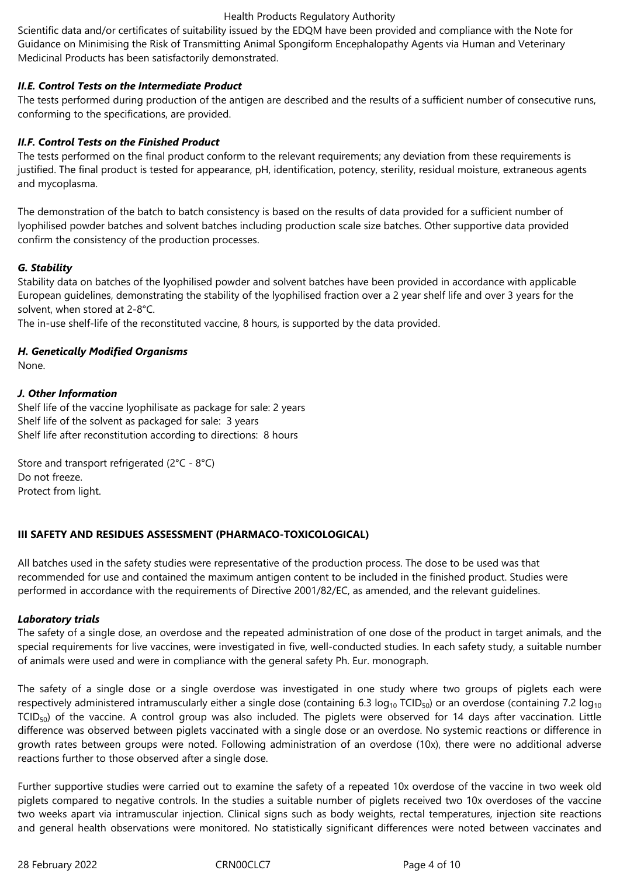Scientific data and/or certificates of suitability issued by the EDQM have been provided and compliance with the Note for Guidance on Minimising the Risk of Transmitting Animal Spongiform Encephalopathy Agents via Human and Veterinary Medicinal Products has been satisfactorily demonstrated.

### *II.E. Control Tests on the Intermediate Product*

The tests performed during production of the antigen are described and the results of a sufficient number of consecutive runs, conforming to the specifications, are provided.

### *II.F. Control Tests on the Finished Product*

The tests performed on the final product conform to the relevant requirements; any deviation from these requirements is justified. The final product is tested for appearance, pH, identification, potency, sterility, residual moisture, extraneous agents and mycoplasma.

The demonstration of the batch to batch consistency is based on the results of data provided for a sufficient number of lyophilised powder batches and solvent batches including production scale size batches. Other supportive data provided confirm the consistency of the production processes.

### *G. Stability*

Stability data on batches of the lyophilised powder and solvent batches have been provided in accordance with applicable European guidelines, demonstrating the stability of the lyophilised fraction over a 2 year shelf life and over 3 years for the solvent, when stored at 2-8°C.
The in-use shelf-life of the reconstituted vaccine, 8 hours, is supported by the data provided.

### *H. Genetically Modified Organisms*

None.

### *J. Other Information*

Shelf life of the vaccine lyophilisate as package for sale: 2 years
Shelf life of the solvent as packaged for sale: 3 years
Shelf life after reconstitution according to directions: 8 hours

Store and transport refrigerated (2°C - 8°C)
Do not freeze.
Protect from light.

## III SAFETY AND RESIDUES ASSESSMENT (PHARMACO-TOXICOLOGICAL)

All batches used in the safety studies were representative of the production process. The dose to be used was that recommended for use and contained the maximum antigen content to be included in the finished product. Studies were performed in accordance with the requirements of Directive 2001/82/EC, as amended, and the relevant guidelines.

### *Laboratory trials*

The safety of a single dose, an overdose and the repeated administration of one dose of the product in target animals, and the special requirements for live vaccines, were investigated in five, well-conducted studies. In each safety study, a suitable number of animals were used and were in compliance with the general safety Ph. Eur. monograph.

The safety of a single dose or a single overdose was investigated in one study where two groups of piglets each were respectively administered intramuscularly either a single dose (containing 6.3 $\log_{10}$ $TCID_{50}$) or an overdose (containing 7.2 $\log_{10}$ $TCID_{50}$) of the vaccine. A control group was also included. The piglets were observed for 14 days after vaccination. Little difference was observed between piglets vaccinated with a single dose or an overdose. No systemic reactions or difference in growth rates between groups were noted. Following administration of an overdose (10x), there were no additional adverse reactions further to those observed after a single dose.

Further supportive studies were carried out to examine the safety of a repeated 10x overdose of the vaccine in two week old piglets compared to negative controls. In the studies a suitable number of piglets received two 10x overdoses of the vaccine two weeks apart via intramuscular injection. Clinical signs such as body weights, rectal temperatures, injection site reactions and general health observations were monitored. No statistically significant differences were noted between vaccinates and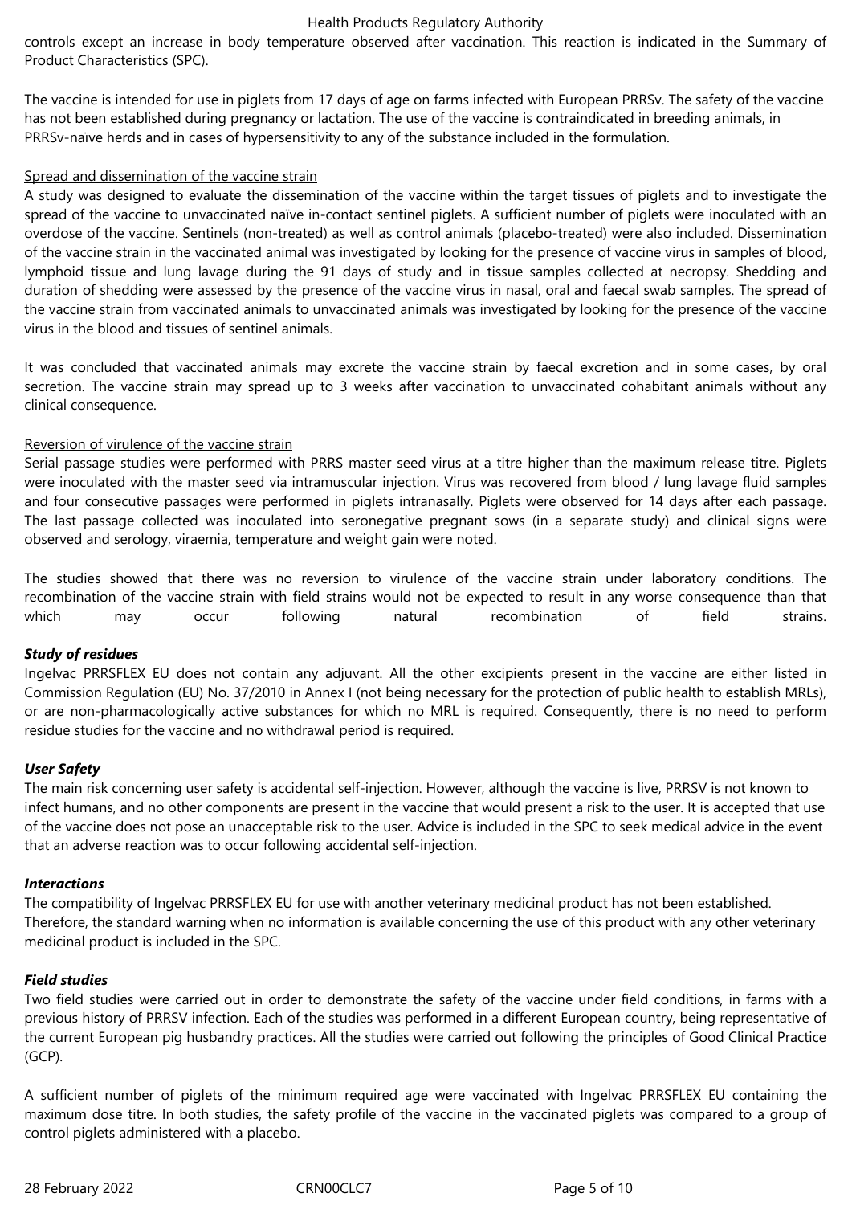controls except an increase in body temperature observed after vaccination. This reaction is indicated in the Summary of Product Characteristics (SPC).

The vaccine is intended for use in piglets from 17 days of age on farms infected with European PRRSv. The safety of the vaccine has not been established during pregnancy or lactation. The use of the vaccine is contraindicated in breeding animals, in PRRSv-naïve herds and in cases of hypersensitivity to any of the substance included in the formulation.

Spread and dissemination of the vaccine strain

A study was designed to evaluate the dissemination of the vaccine within the target tissues of piglets and to investigate the spread of the vaccine to unvaccinated naïve in-contact sentinel piglets. A sufficient number of piglets were inoculated with an overdose of the vaccine. Sentinels (non-treated) as well as control animals (placebo-treated) were also included. Dissemination of the vaccine strain in the vaccinated animal was investigated by looking for the presence of vaccine virus in samples of blood, lymphoid tissue and lung lavage during the 91 days of study and in tissue samples collected at necropsy. Shedding and duration of shedding were assessed by the presence of the vaccine virus in nasal, oral and faecal swab samples. The spread of the vaccine strain from vaccinated animals to unvaccinated animals was investigated by looking for the presence of the vaccine virus in the blood and tissues of sentinel animals.

It was concluded that vaccinated animals may excrete the vaccine strain by faecal excretion and in some cases, by oral secretion. The vaccine strain may spread up to 3 weeks after vaccination to unvaccinated cohabitant animals without any clinical consequence.

Reversion of virulence of the vaccine strain

Serial passage studies were performed with PRRS master seed virus at a titre higher than the maximum release titre. Piglets were inoculated with the master seed via intramuscular injection. Virus was recovered from blood / lung lavage fluid samples and four consecutive passages were performed in piglets intranasally. Piglets were observed for 14 days after each passage. The last passage collected was inoculated into seronegative pregnant sows (in a separate study) and clinical signs were observed and serology, viraemia, temperature and weight gain were noted.

The studies showed that there was no reversion to virulence of the vaccine strain under laboratory conditions. The recombination of the vaccine strain with field strains would not be expected to result in any worse consequence than that which may occur following natural recombination of field strains.

***Study of residues***

Ingelvac PRRSFLEX EU does not contain any adjuvant. All the other excipients present in the vaccine are either listed in Commission Regulation (EU) No. 37/2010 in Annex I (not being necessary for the protection of public health to establish MRLs), or are non-pharmacologically active substances for which no MRL is required. Consequently, there is no need to perform residue studies for the vaccine and no withdrawal period is required.

***User Safety***

The main risk concerning user safety is accidental self-injection. However, although the vaccine is live, PRRSV is not known to infect humans, and no other components are present in the vaccine that would present a risk to the user. It is accepted that use of the vaccine does not pose an unacceptable risk to the user. Advice is included in the SPC to seek medical advice in the event that an adverse reaction was to occur following accidental self-injection.

***Interactions***

The compatibility of Ingelvac PRRSFLEX EU for use with another veterinary medicinal product has not been established. Therefore, the standard warning when no information is available concerning the use of this product with any other veterinary medicinal product is included in the SPC.

***Field studies***

Two field studies were carried out in order to demonstrate the safety of the vaccine under field conditions, in farms with a previous history of PRRSV infection. Each of the studies was performed in a different European country, being representative of the current European pig husbandry practices. All the studies were carried out following the principles of Good Clinical Practice (GCP).

A sufficient number of piglets of the minimum required age were vaccinated with Ingelvac PRRSFLEX EU containing the maximum dose titre. In both studies, the safety profile of the vaccine in the vaccinated piglets was compared to a group of control piglets administered with a placebo.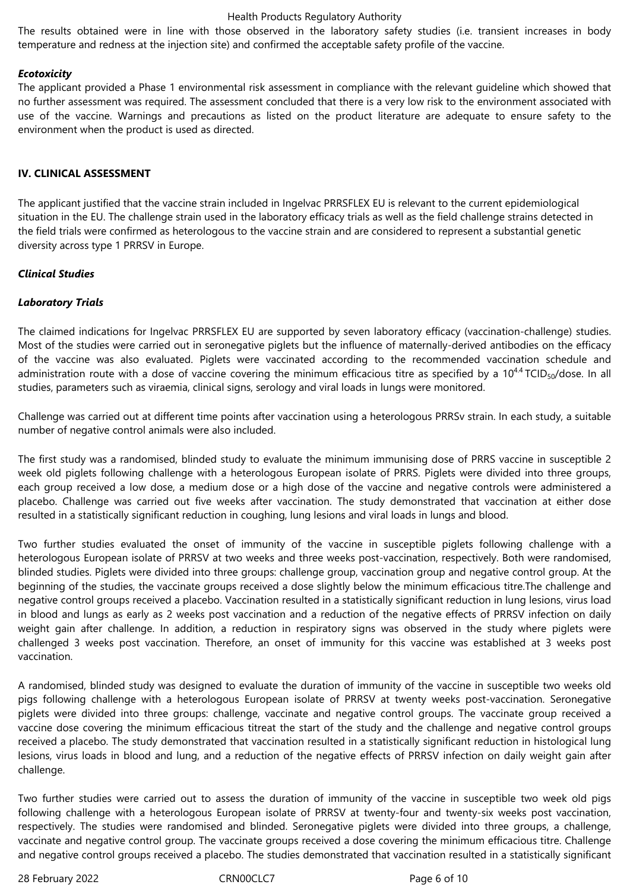The results obtained were in line with those observed in the laboratory safety studies (i.e. transient increases in body temperature and redness at the injection site) and confirmed the acceptable safety profile of the vaccine.

***Ecotoxicity***

The applicant provided a Phase 1 environmental risk assessment in compliance with the relevant guideline which showed that no further assessment was required. The assessment concluded that there is a very low risk to the environment associated with use of the vaccine. Warnings and precautions as listed on the product literature are adequate to ensure safety to the environment when the product is used as directed.

## IV. CLINICAL ASSESSMENT

The applicant justified that the vaccine strain included in Ingelvac PRRSFLEX EU is relevant to the current epidemiological situation in the EU. The challenge strain used in the laboratory efficacy trials as well as the field challenge strains detected in the field trials were confirmed as heterologous to the vaccine strain and are considered to represent a substantial genetic diversity across type 1 PRRSV in Europe.

***Clinical Studies***

***Laboratory Trials***

The claimed indications for Ingelvac PRRSFLEX EU are supported by seven laboratory efficacy (vaccination-challenge) studies. Most of the studies were carried out in seronegative piglets but the influence of maternally-derived antibodies on the efficacy of the vaccine was also evaluated. Piglets were vaccinated according to the recommended vaccination schedule and administration route with a dose of vaccine covering the minimum efficacious titre as specified by a $10^{4.4}$ $TCID_{50}$/dose. In all studies, parameters such as viraemia, clinical signs, serology and viral loads in lungs were monitored.

Challenge was carried out at different time points after vaccination using a heterologous PRRSv strain. In each study, a suitable number of negative control animals were also included.

The first study was a randomised, blinded study to evaluate the minimum immunising dose of PRRS vaccine in susceptible 2 week old piglets following challenge with a heterologous European isolate of PRRS. Piglets were divided into three groups, each group received a low dose, a medium dose or a high dose of the vaccine and negative controls were administered a placebo. Challenge was carried out five weeks after vaccination. The study demonstrated that vaccination at either dose resulted in a statistically significant reduction in coughing, lung lesions and viral loads in lungs and blood.

Two further studies evaluated the onset of immunity of the vaccine in susceptible piglets following challenge with a heterologous European isolate of PRRSV at two weeks and three weeks post-vaccination, respectively. Both were randomised, blinded studies. Piglets were divided into three groups: challenge group, vaccination group and negative control group. At the beginning of the studies, the vaccinate groups received a dose slightly below the minimum efficacious titre.The challenge and negative control groups received a placebo. Vaccination resulted in a statistically significant reduction in lung lesions, virus load in blood and lungs as early as 2 weeks post vaccination and a reduction of the negative effects of PRRSV infection on daily weight gain after challenge. In addition, a reduction in respiratory signs was observed in the study where piglets were challenged 3 weeks post vaccination. Therefore, an onset of immunity for this vaccine was established at 3 weeks post vaccination.

A randomised, blinded study was designed to evaluate the duration of immunity of the vaccine in susceptible two weeks old pigs following challenge with a heterologous European isolate of PRRSV at twenty weeks post-vaccination. Seronegative piglets were divided into three groups: challenge, vaccinate and negative control groups. The vaccinate group received a vaccine dose covering the minimum efficacious titreat the start of the study and the challenge and negative control groups received a placebo. The study demonstrated that vaccination resulted in a statistically significant reduction in histological lung lesions, virus loads in blood and lung, and a reduction of the negative effects of PRRSV infection on daily weight gain after challenge.

Two further studies were carried out to assess the duration of immunity of the vaccine in susceptible two week old pigs following challenge with a heterologous European isolate of PRRSV at twenty-four and twenty-six weeks post vaccination, respectively. The studies were randomised and blinded. Seronegative piglets were divided into three groups, a challenge, vaccinate and negative control group. The vaccinate groups received a dose covering the minimum efficacious titre. Challenge and negative control groups received a placebo. The studies demonstrated that vaccination resulted in a statistically significant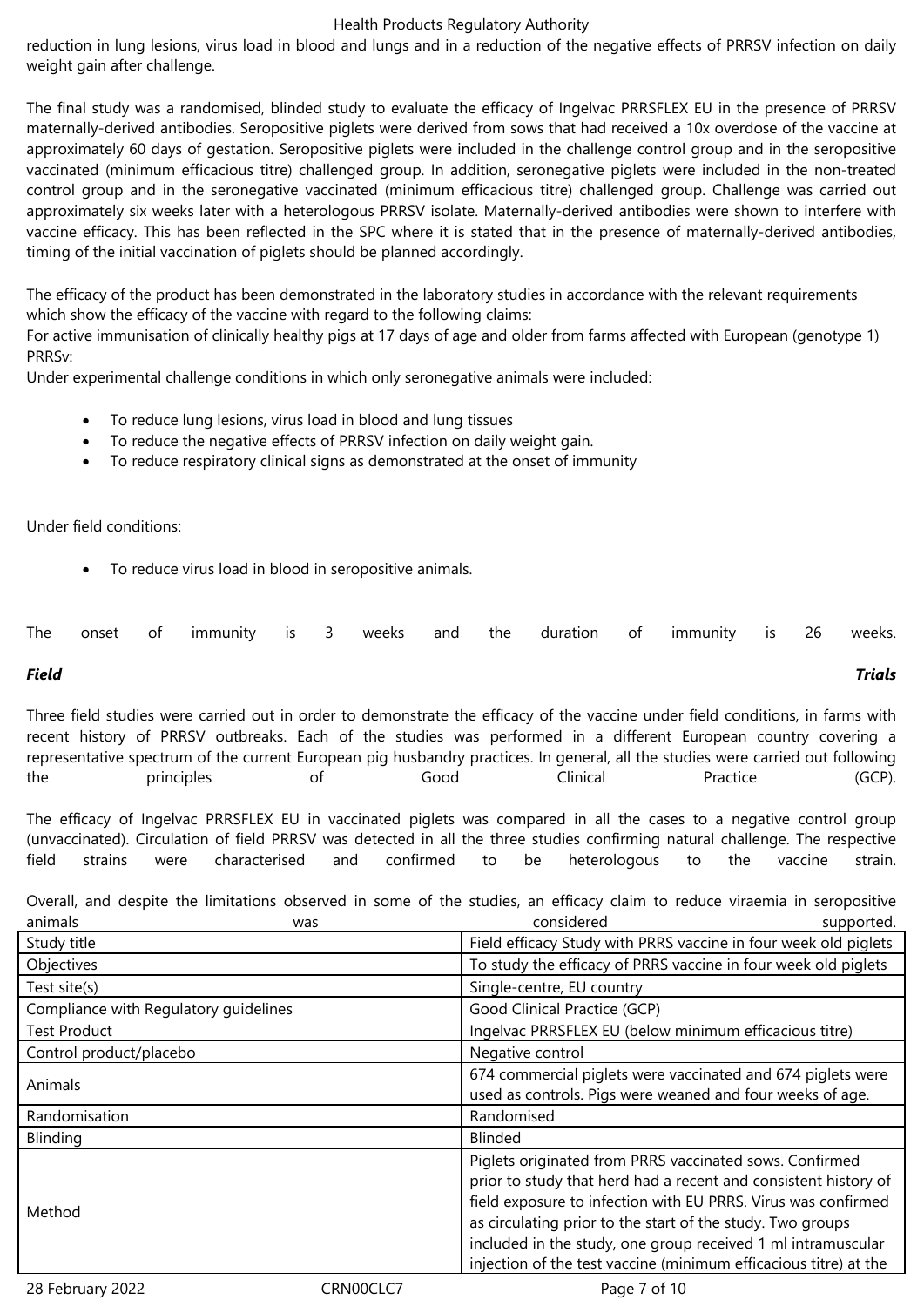reduction in lung lesions, virus load in blood and lungs and in a reduction of the negative effects of PRRSV infection on daily weight gain after challenge.

The final study was a randomised, blinded study to evaluate the efficacy of Ingelvac PRRSFLEX EU in the presence of PRRSV maternally-derived antibodies. Seropositive piglets were derived from sows that had received a 10x overdose of the vaccine at approximately 60 days of gestation. Seropositive piglets were included in the challenge control group and in the seropositive vaccinated (minimum efficacious titre) challenged group. In addition, seronegative piglets were included in the non-treated control group and in the seronegative vaccinated (minimum efficacious titre) challenged group. Challenge was carried out approximately six weeks later with a heterologous PRRSV isolate. Maternally-derived antibodies were shown to interfere with vaccine efficacy. This has been reflected in the SPC where it is stated that in the presence of maternally-derived antibodies, timing of the initial vaccination of piglets should be planned accordingly.

The efficacy of the product has been demonstrated in the laboratory studies in accordance with the relevant requirements which show the efficacy of the vaccine with regard to the following claims:
For active immunisation of clinically healthy pigs at 17 days of age and older from farms affected with European (genotype 1) PRRSv:
Under experimental challenge conditions in which only seronegative animals were included:

- To reduce lung lesions, virus load in blood and lung tissues
- To reduce the negative effects of PRRSV infection on daily weight gain.
- To reduce respiratory clinical signs as demonstrated at the onset of immunity

Under field conditions:

- To reduce virus load in blood in seropositive animals.

The onset of immunity is 3 weeks and the duration of immunity is 26 weeks.

***Field Trials***

Three field studies were carried out in order to demonstrate the efficacy of the vaccine under field conditions, in farms with recent history of PRRSV outbreaks. Each of the studies was performed in a different European country covering a representative spectrum of the current European pig husbandry practices. In general, all the studies were carried out following the principles of Good Clinical Practice (GCP).

The efficacy of Ingelvac PRRSFLEX EU in vaccinated piglets was compared in all the cases to a negative control group (unvaccinated). Circulation of field PRRSV was detected in all the three studies confirming natural challenge. The respective field strains were characterised and confirmed to be heterologous to the vaccine strain.

Overall, and despite the limitations observed in some of the studies, an efficacy claim to reduce viraemia in seropositive animals was considered supported.

| Study title | Field efficacy Study with PRRS vaccine in four week old piglets |
|---|---|
| Objectives | To study the efficacy of PRRS vaccine in four week old piglets |
| Test site(s) | Single-centre, EU country |
| Compliance with Regulatory guidelines | Good Clinical Practice (GCP) |
| Test Product | Ingelvac PRRSFLEX EU (below minimum efficacious titre) |
| Control product/placebo | Negative control |
| Animals | 674 commercial piglets were vaccinated and 674 piglets were used as controls. Pigs were weaned and four weeks of age. |
| Randomisation | Randomised |
| Blinding | Blinded |
| Method | Piglets originated from PRRS vaccinated sows. Confirmed prior to study that herd had a recent and consistent history of field exposure to infection with EU PRRS. Virus was confirmed as circulating prior to the start of the study. Two groups included in the study, one group received 1 ml intramuscular injection of the test vaccine (minimum efficacious titre) at the |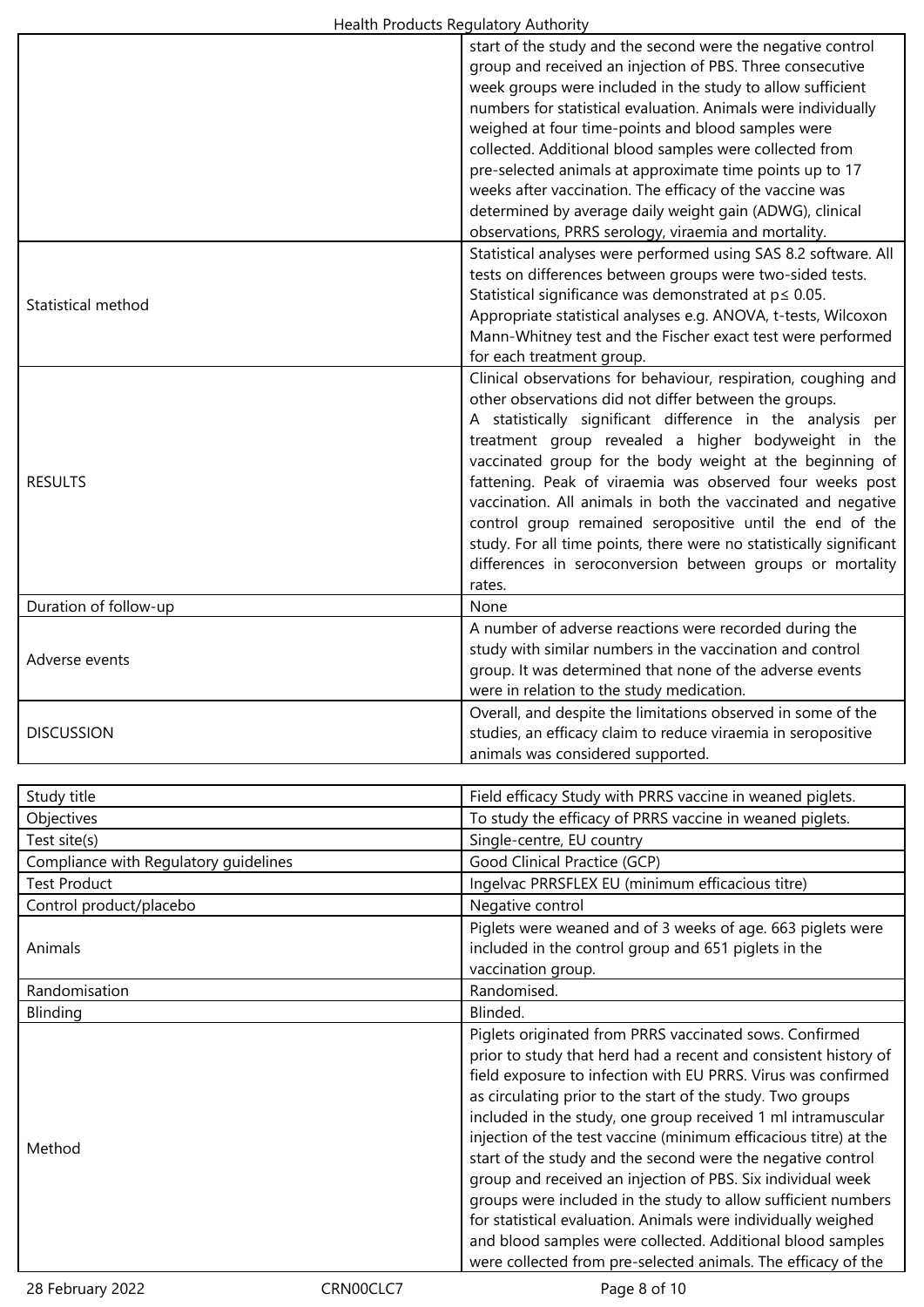| | |
|---|---|
| | start of the study and the second were the negative control group and received an injection of PBS. Three consecutive week groups were included in the study to allow sufficient numbers for statistical evaluation. Animals were individually weighed at four time-points and blood samples were collected. Additional blood samples were collected from pre-selected animals at approximate time points up to 17 weeks after vaccination. The efficacy of the vaccine was determined by average daily weight gain (ADWG), clinical observations, PRRS serology, viraemia and mortality. |
| Statistical method | Statistical analyses were performed using SAS 8.2 software. All tests on differences between groups were two-sided tests. Statistical significance was demonstrated at $p \leq 0.05$. Appropriate statistical analyses e.g. ANOVA, t-tests, Wilcoxon Mann-Whitney test and the Fischer exact test were performed for each treatment group. |
| RESULTS | Clinical observations for behaviour, respiration, coughing and other observations did not differ between the groups. A statistically significant difference in the analysis per treatment group revealed a higher bodyweight in the vaccinated group for the body weight at the beginning of fattening. Peak of viraemia was observed four weeks post vaccination. All animals in both the vaccinated and negative control group remained seropositive until the end of the study. For all time points, there were no statistically significant differences in seroconversion between groups or mortality rates. |
| Duration of follow-up | None |
| Adverse events | A number of adverse reactions were recorded during the study with similar numbers in the vaccination and control group. It was determined that none of the adverse events were in relation to the study medication. |
| DISCUSSION | Overall, and despite the limitations observed in some of the studies, an efficacy claim to reduce viraemia in seropositive animals was considered supported. |

| Study title | Field efficacy Study with PRRS vaccine in weaned piglets. |
|---|---|
| Objectives | To study the efficacy of PRRS vaccine in weaned piglets. |
| Test site(s) | Single-centre, EU country |
| Compliance with Regulatory guidelines | Good Clinical Practice (GCP) |
| Test Product | Ingelvac PRRSFLEX EU (minimum efficacious titre) |
| Control product/placebo | Negative control |
| Animals | Piglets were weaned and of 3 weeks of age. 663 piglets were included in the control group and 651 piglets in the vaccination group. |
| Randomisation | Randomised. |
| Blinding | Blinded. |
| Method | Piglets originated from PRRS vaccinated sows. Confirmed prior to study that herd had a recent and consistent history of field exposure to infection with EU PRRS. Virus was confirmed as circulating prior to the start of the study. Two groups included in the study, one group received 1 ml intramuscular injection of the test vaccine (minimum efficacious titre) at the start of the study and the second were the negative control group and received an injection of PBS. Six individual week groups were included in the study to allow sufficient numbers for statistical evaluation. Animals were individually weighed and blood samples were collected. Additional blood samples were collected from pre-selected animals. The efficacy of the |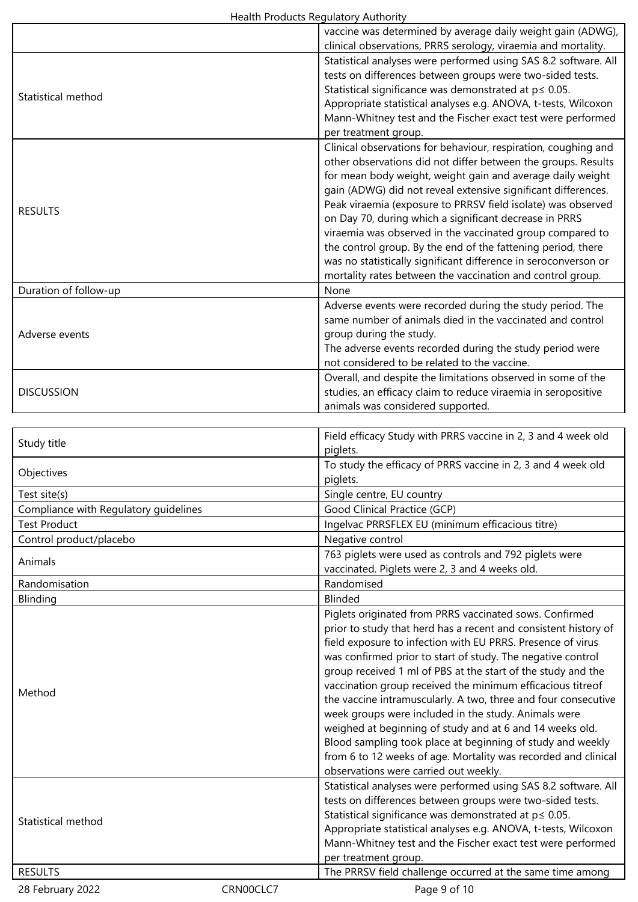| | |
|---|---|
| | vaccine was determined by average daily weight gain (ADWG), clinical observations, PRRS serology, viraemia and mortality. |
| Statistical method | Statistical analyses were performed using SAS 8.2 software. All tests on differences between groups were two-sided tests. Statistical significance was demonstrated at p≤ 0.05. Appropriate statistical analyses e.g. ANOVA, t-tests, Wilcoxon Mann-Whitney test and the Fischer exact test were performed per treatment group. |
| RESULTS | Clinical observations for behaviour, respiration, coughing and other observations did not differ between the groups. Results for mean body weight, weight gain and average daily weight gain (ADWG) did not reveal extensive significant differences. Peak viraemia (exposure to PRRSV field isolate) was observed on Day 70, during which a significant decrease in PRRS viraemia was observed in the vaccinated group compared to the control group. By the end of the fattening period, there was no statistically significant difference in seroconverson or mortality rates between the vaccination and control group. |
| Duration of follow-up | None |
| Adverse events | Adverse events were recorded during the study period. The same number of animals died in the vaccinated and control group during the study.<br>The adverse events recorded during the study period were not considered to be related to the vaccine. |
| DISCUSSION | Overall, and despite the limitations observed in some of the studies, an efficacy claim to reduce viraemia in seropositive animals was considered supported. |

| | |
|---|---|
| Study title | Field efficacy Study with PRRS vaccine in 2, 3 and 4 week old piglets. |
| Objectives | To study the efficacy of PRRS vaccine in 2, 3 and 4 week old piglets. |
| Test site(s) | Single centre, EU country |
| Compliance with Regulatory guidelines | Good Clinical Practice (GCP) |
| Test Product | Ingelvac PRRSFLEX EU (minimum efficacious titre) |
| Control product/placebo | Negative control |
| Animals | 763 piglets were used as controls and 792 piglets were vaccinated. Piglets were 2, 3 and 4 weeks old. |
| Randomisation | Randomised |
| Blinding | Blinded |
| Method | Piglets originated from PRRS vaccinated sows. Confirmed prior to study that herd has a recent and consistent history of field exposure to infection with EU PRRS. Presence of virus was confirmed prior to start of study. The negative control group received 1 ml of PBS at the start of the study and the vaccination group received the minimum efficacious titreof the vaccine intramuscularly. A two, three and four consecutive week groups were included in the study. Animals were weighed at beginning of study and at 6 and 14 weeks old. Blood sampling took place at beginning of study and weekly from 6 to 12 weeks of age. Mortality was recorded and clinical observations were carried out weekly. |
| Statistical method | Statistical analyses were performed using SAS 8.2 software. All tests on differences between groups were two-sided tests. Statistical significance was demonstrated at p≤ 0.05. Appropriate statistical analyses e.g. ANOVA, t-tests, Wilcoxon Mann-Whitney test and the Fischer exact test were performed per treatment group. |
| RESULTS | The PRRSV field challenge occurred at the same time among |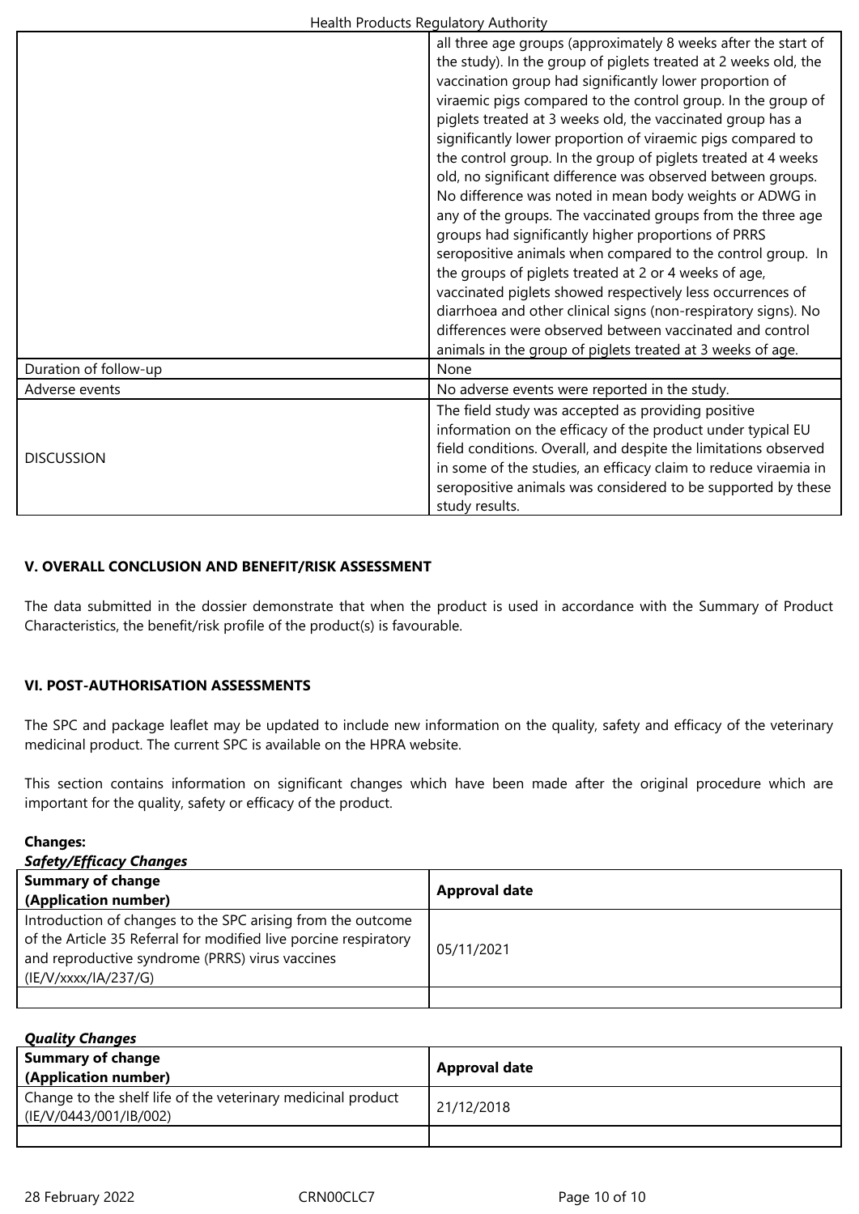| | |
|---|---|
| | all three age groups (approximately 8 weeks after the start of the study). In the group of piglets treated at 2 weeks old, the vaccination group had significantly lower proportion of viraemic pigs compared to the control group. In the group of piglets treated at 3 weeks old, the vaccinated group has a significantly lower proportion of viraemic pigs compared to the control group. In the group of piglets treated at 4 weeks old, no significant difference was observed between groups. No difference was noted in mean body weights or ADWG in any of the groups. The vaccinated groups from the three age groups had significantly higher proportions of PRRS seropositive animals when compared to the control group. In the groups of piglets treated at 2 or 4 weeks of age, vaccinated piglets showed respectively less occurrences of diarrhoea and other clinical signs (non-respiratory signs). No differences were observed between vaccinated and control animals in the group of piglets treated at 3 weeks of age. |
| Duration of follow-up | None |
| Adverse events | No adverse events were reported in the study. |
| DISCUSSION | The field study was accepted as providing positive information on the efficacy of the product under typical EU field conditions. Overall, and despite the limitations observed in some of the studies, an efficacy claim to reduce viraemia in seropositive animals was considered to be supported by these study results. |

## V. OVERALL CONCLUSION AND BENEFIT/RISK ASSESSMENT

The data submitted in the dossier demonstrate that when the product is used in accordance with the Summary of Product Characteristics, the benefit/risk profile of the product(s) is favourable.

## VI. POST-AUTHORISATION ASSESSMENTS

The SPC and package leaflet may be updated to include new information on the quality, safety and efficacy of the veterinary medicinal product. The current SPC is available on the HPRA website.

This section contains information on significant changes which have been made after the original procedure which are important for the quality, safety or efficacy of the product.

**Changes:**

***Safety/Efficacy Changes***

| Summary of change (Application number) | Approval date |
|---|---|
| Introduction of changes to the SPC arising from the outcome of the Article 35 Referral for modified live porcine respiratory and reproductive syndrome (PRRS) virus vaccines (IE/V/xxxx/IA/237/G) | 05/11/2021 |
| | |

***Quality Changes***

| Summary of change (Application number) | Approval date |
|---|---|
| Change to the shelf life of the veterinary medicinal product (IE/V/0443/001/IB/002) | 21/12/2018 |
| | |